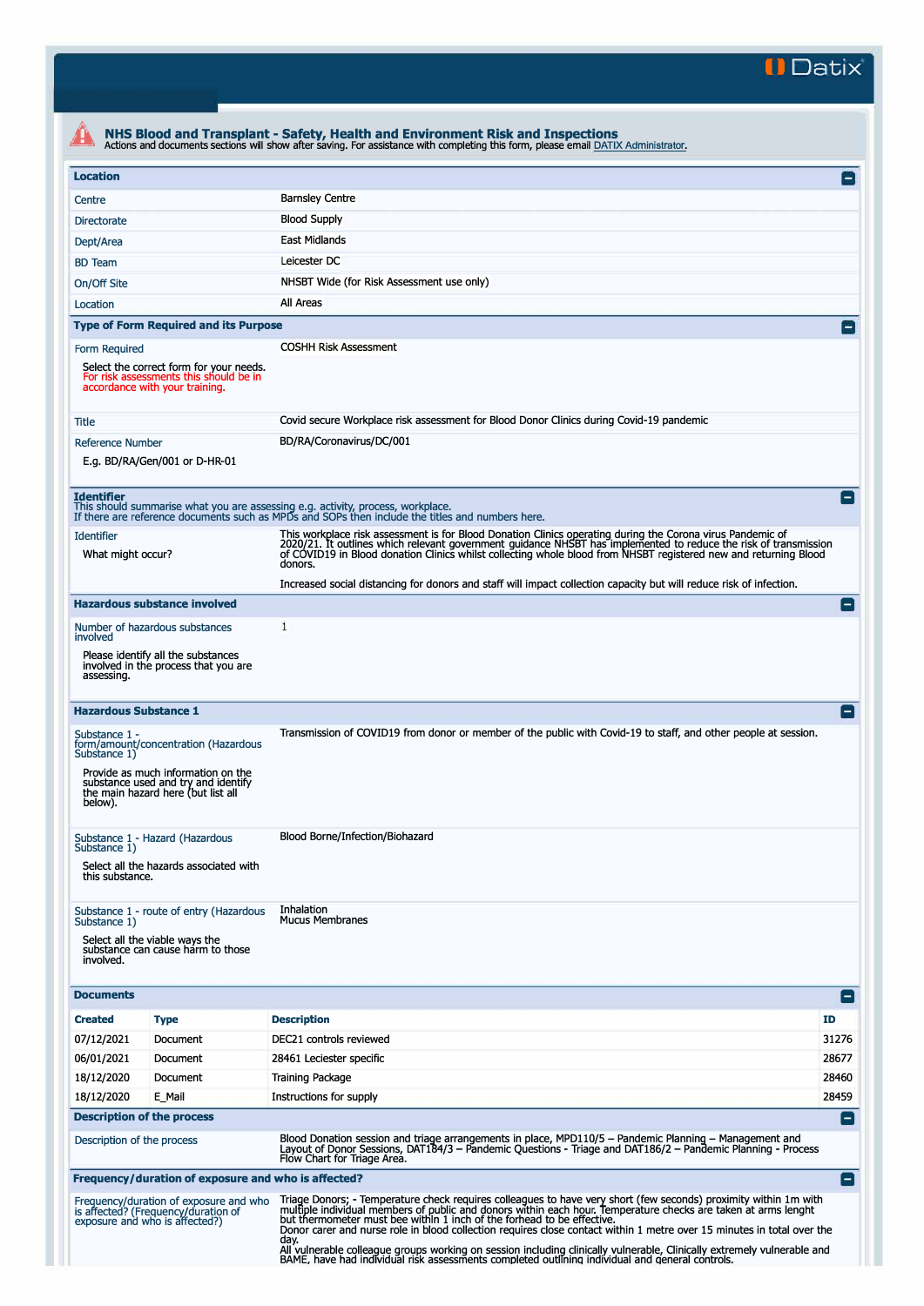Datix

# NHS Blood and Transplant - Safety, Health and Environment Risk and Inspections

Actions and documents sections will show after saving. For assistance with completing this form, please email DATIX Administrator.

## Location

| | |
|---|---|
| Centre | Barnsley Centre |
| Directorate | Blood Supply |
| Dept/Area | East Midlands |
| BD Team | Leicester DC |
| On/Off Site | NHSBT Wide (for Risk Assessment use only) |
| Location | All Areas |

## Type of Form Required and its Purpose

| | |
|---|---|
| Form Required<br>Select the correct form for your needs. For risk assessments this should be in accordance with your training. | COSHH Risk Assessment |
| Title | Covid secure Workplace risk assessment for Blood Donor Clinics during Covid-19 pandemic |
| Reference Number<br>E.g. BD/RA/Gen/001 or D-HR-01 | BD/RA/Coronavirus/DC/001 |

## Identifier

This should summarise what you are assessing e.g. activity, process, workplace.
If there are reference documents such as MPDs and SOPs then include the titles and numbers here.

| | |
|---|---|
| Identifier<br>What might occur? | This workplace risk assessment is for Blood Donation Clinics operating during the Corona virus Pandemic of 2020/21. It outlines which relevant government guidance NHSBT has implemented to reduce the risk of transmission of COVID19 in Blood donation Clinics whilst collecting whole blood from NHSBT registered new and returning Blood donors.<br><br>Increased social distancing for donors and staff will impact collection capacity but will reduce risk of infection. |

## Hazardous substance involved

| | |
|---|---|
| Number of hazardous substances involved<br>Please identify all the substances involved in the process that you are assessing. | 1 |

## Hazardous Substance 1

| | |
|---|---|
| Substance 1 - form/amount/concentration (Hazardous Substance 1)<br>Provide as much information on the substance used and try and identify the main hazard here (but list all below). | Transmission of COVID19 from donor or member of the public with Covid-19 to staff, and other people at session. |
| Substance 1 - Hazard (Hazardous Substance 1)<br>Select all the hazards associated with this substance. | Blood Borne/Infection/Biohazard |
| Substance 1 - route of entry (Hazardous Substance 1)<br>Select all the viable ways the substance can cause harm to those involved. | Inhalation<br>Mucus Membranes |

## Documents

| Created | Type | Description | ID |
|---|---|---|---|
| 07/12/2021 | Document | DEC21 controls reviewed | 31276 |
| 06/01/2021 | Document | 28461 Leciester specific | 28677 |
| 18/12/2020 | Document | Training Package | 28460 |
| 18/12/2020 | E_Mail | Instructions for supply | 28459 |

## Description of the process

| | |
|---|---|
| Description of the process | Blood Donation session and triage arrangements in place, MPD110/5 – Pandemic Planning – Management and Layout of Donor Sessions, DAT184/3 – Pandemic Questions - Triage and DAT186/2 – Pandemic Planning - Process Flow Chart for Triage Area. |

## Frequency/duration of exposure and who is affected?

| | |
|---|---|
| Frequency/duration of exposure and who is affected? (Frequency/duration of exposure and who is affected?) | Triage Donors; - Temperature check requires colleagues to have very short (few seconds) proximity within 1m with multiple individual members of public and donors within each hour. Temperature checks are taken at arms lenght but thermometer must bee within 1 inch of the forhead to be effective.<br>Donor carer and nurse role in blood collection requires close contact within 1 metre over 15 minutes in total over the day.<br>All vulnerable colleague groups working on session including clinically vulnerable, Clinically extremely vulnerable and BAME, have had individual risk assessments completed outlining individual and general controls. |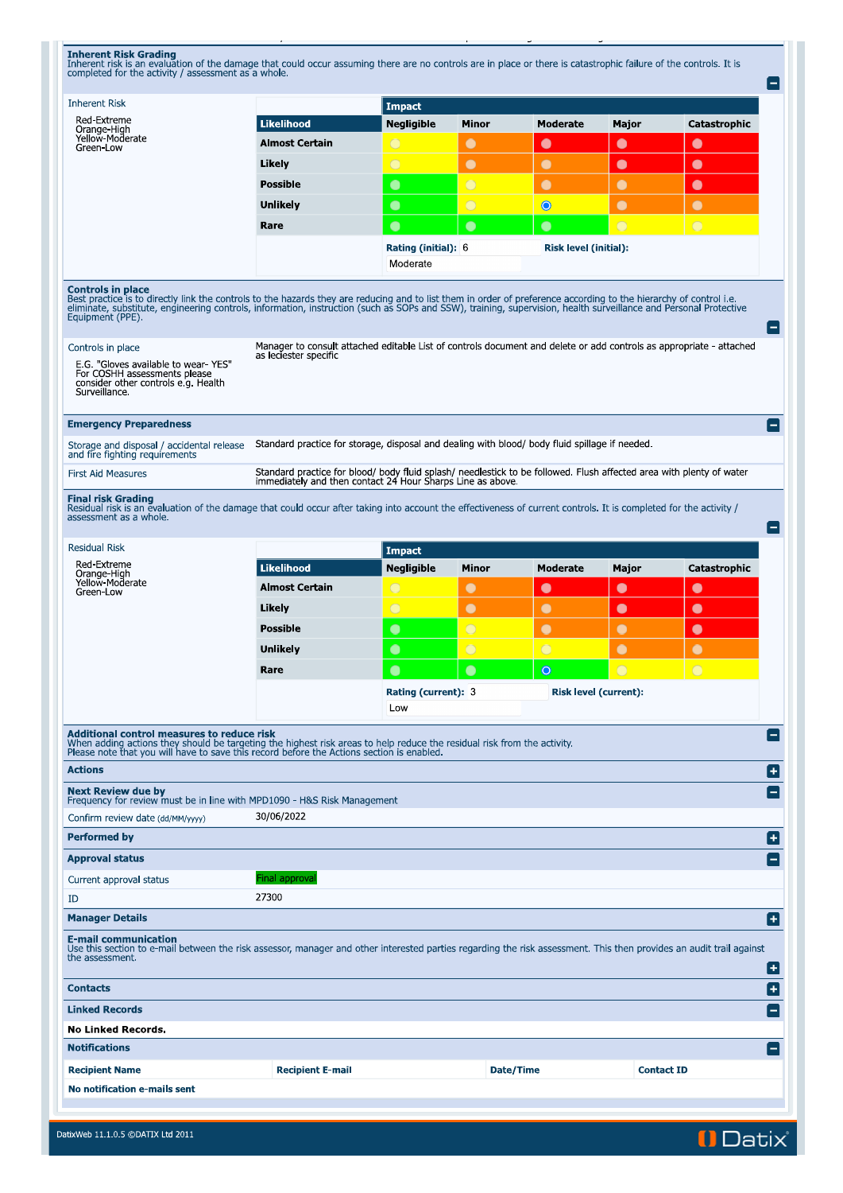**Inherent Risk Grading**
Inherent risk is an evaluation of the damage that could occur assuming there are no controls are in place or there is catastrophic failure of the controls. It is completed for the activity / assessment as a whole.

Inherent Risk

Red-Extreme
Orange-High
Yellow-Moderate
Green-Low

| | Impact | | | | |
|---|---|---|---|---|---|
| **Likelihood** | **Negligible** | **Minor** | **Moderate** | **Major** | **Catastrophic** |
| **Almost Certain** | | | | | |
| **Likely** | | | | | |
| **Possible** | | | | | |
| **Unlikely** | | | ◉ | | |
| **Rare** | | | | | |

**Rating (initial):** 6 **Risk level (initial):** Moderate

**Controls in place**
Best practice is to directly link the controls to the hazards they are reducing and to list them in order of preference according to the hierarchy of control i.e. eliminate, substitute, engineering controls, information, instruction (such as SOPs and SSW), training, supervision, health surveillance and Personal Protective Equipment (PPE).

| | |
|---|---|
| Controls in place<br>E.G. "Gloves available to wear- YES" For COSHH assessments please consider other controls e.g. Health Surveillance. | Manager to consult attached editable List of controls document and delete or add controls as appropriate - attached as leicester specific |

**Emergency Preparedness**

| | |
|---|---|
| Storage and disposal / accidental release and fire fighting requirements | Standard practice for storage, disposal and dealing with blood/ body fluid spillage if needed. |
| First Aid Measures | Standard practice for blood/ body fluid splash/ needlestick to be followed. Flush affected area with plenty of water immediately and then contact 24 Hour Sharps Line as above. |

**Final risk Grading**
Residual risk is an evaluation of the damage that could occur after taking into account the effectiveness of current controls. It is completed for the activity / assessment as a whole.

Residual Risk

Red-Extreme
Orange-High
Yellow-Moderate
Green-Low

| | Impact | | | | |
|---|---|---|---|---|---|
| **Likelihood** | **Negligible** | **Minor** | **Moderate** | **Major** | **Catastrophic** |
| **Almost Certain** | | | | | |
| **Likely** | | | | | |
| **Possible** | | | | | |
| **Unlikely** | | | | | |
| **Rare** | | | ◉ | | |

**Rating (current):** 3 **Risk level (current):** Low

**Additional control measures to reduce risk**
When adding actions they should be targeting the highest risk areas to help reduce the residual risk from the activity.
Please note that you will have to save this record before the Actions section is enabled.

**Actions**

**Next Review due by**
Frequency for review must be in line with MPD1090 - H&S Risk Management

Confirm review date (dd/MM/yyyy) 30/06/2022

**Performed by**

**Approval status**

| | |
|---|---|
| Current approval status | Final approval |
| ID | 27300 |

**Manager Details**

**E-mail communication**
Use this section to e-mail between the risk assessor, manager and other interested parties regarding the risk assessment. This then provides an audit trail against the assessment.

**Contacts**

**Linked Records**

**No Linked Records.**

**Notifications**

| Recipient Name | Recipient E-mail | Date/Time | Contact ID |
|---|---|---|---|
| **No notification e-mails sent** | | | |

DatixWeb 11.1.0.5 ©DATIX Ltd 2011